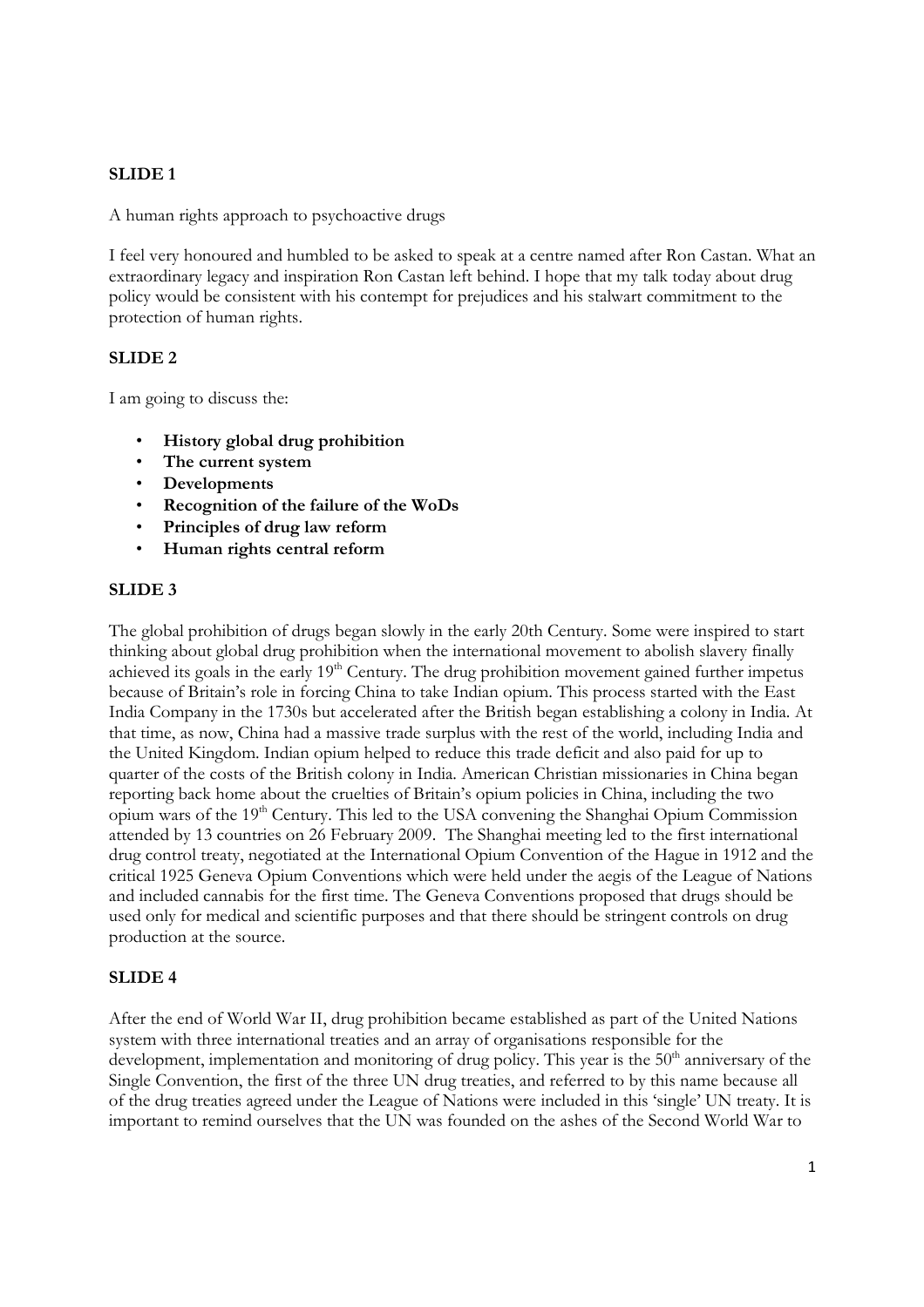**SLIDE 1**

A human rights approach to psychoactive drugs

I feel very honoured and humbled to be asked to speak at a centre named after Ron Castan. What an extraordinary legacy and inspiration Ron Castan left behind. I hope that my talk today about drug policy would be consistent with his contempt for prejudices and his stalwart commitment to the protection of human rights.

**SLIDE 2**

I am going to discuss the:

- **History global drug prohibition**
- **The current system**
- **Developments**
- **Recognition of the failure of the WoDs**
- **Principles of drug law reform**
- **Human rights central reform**

**SLIDE 3**

The global prohibition of drugs began slowly in the early 20th Century. Some were inspired to start thinking about global drug prohibition when the international movement to abolish slavery finally achieved its goals in the early 19th Century. The drug prohibition movement gained further impetus because of Britain's role in forcing China to take Indian opium. This process started with the East India Company in the 1730s but accelerated after the British began establishing a colony in India. At that time, as now, China had a massive trade surplus with the rest of the world, including India and the United Kingdom. Indian opium helped to reduce this trade deficit and also paid for up to quarter of the costs of the British colony in India. American Christian missionaries in China began reporting back home about the cruelties of Britain's opium policies in China, including the two opium wars of the 19th Century. This led to the USA convening the Shanghai Opium Commission attended by 13 countries on 26 February 2009. The Shanghai meeting led to the first international drug control treaty, negotiated at the International Opium Convention of the Hague in 1912 and the critical 1925 Geneva Opium Conventions which were held under the aegis of the League of Nations and included cannabis for the first time. The Geneva Conventions proposed that drugs should be used only for medical and scientific purposes and that there should be stringent controls on drug production at the source.

**SLIDE 4**

After the end of World War II, drug prohibition became established as part of the United Nations system with three international treaties and an array of organisations responsible for the development, implementation and monitoring of drug policy. This year is the 50th anniversary of the Single Convention, the first of the three UN drug treaties, and referred to by this name because all of the drug treaties agreed under the League of Nations were included in this 'single' UN treaty. It is important to remind ourselves that the UN was founded on the ashes of the Second World War to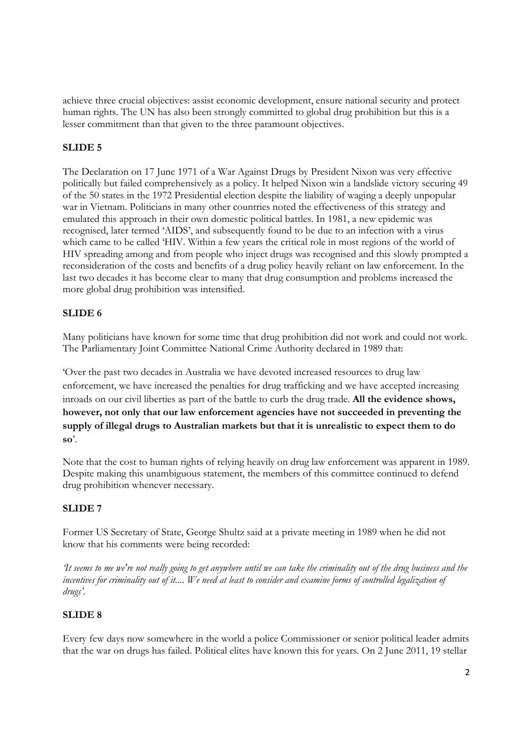achieve three crucial objectives: assist economic development, ensure national security and protect human rights. The UN has also been strongly committed to global drug prohibition but this is a lesser commitment than that given to the three paramount objectives.

**SLIDE 5**

The Declaration on 17 June 1971 of a War Against Drugs by President Nixon was very effective politically but failed comprehensively as a policy. It helped Nixon win a landslide victory securing 49 of the 50 states in the 1972 Presidential election despite the liability of waging a deeply unpopular war in Vietnam. Politicians in many other countries noted the effectiveness of this strategy and emulated this approach in their own domestic political battles. In 1981, a new epidemic was recognised, later termed 'AIDS', and subsequently found to be due to an infection with a virus which came to be called 'HIV. Within a few years the critical role in most regions of the world of HIV spreading among and from people who inject drugs was recognised and this slowly prompted a reconsideration of the costs and benefits of a drug policy heavily reliant on law enforcement. In the last two decades it has become clear to many that drug consumption and problems increased the more global drug prohibition was intensified.

**SLIDE 6**

Many politicians have known for some time that drug prohibition did not work and could not work. The Parliamentary Joint Committee National Crime Authority declared in 1989 that:

'Over the past two decades in Australia we have devoted increased resources to drug law enforcement, we have increased the penalties for drug trafficking and we have accepted increasing inroads on our civil liberties as part of the battle to curb the drug trade. **All the evidence shows, however, not only that our law enforcement agencies have not succeeded in preventing the supply of illegal drugs to Australian markets but that it is unrealistic to expect them to do so**'.

Note that the cost to human rights of relying heavily on drug law enforcement was apparent in 1989. Despite making this unambiguous statement, the members of this committee continued to defend drug prohibition whenever necessary.

**SLIDE 7**

Former US Secretary of State, George Shultz said at a private meeting in 1989 when he did not know that his comments were being recorded:

*'It seems to me we're not really going to get anywhere until we can take the criminality out of the drug business and the incentives for criminality out of it.... We need at least to consider and examine forms of controlled legalization of drugs'.*

**SLIDE 8**

Every few days now somewhere in the world a police Commissioner or senior political leader admits that the war on drugs has failed. Political elites have known this for years. On 2 June 2011, 19 stellar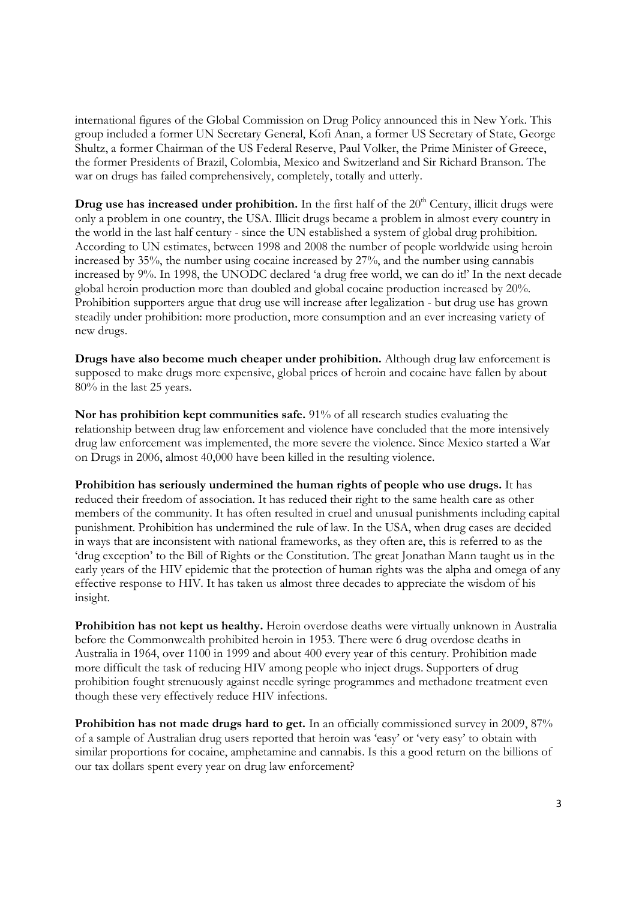international figures of the Global Commission on Drug Policy announced this in New York. This group included a former UN Secretary General, Kofi Anan, a former US Secretary of State, George Shultz, a former Chairman of the US Federal Reserve, Paul Volker, the Prime Minister of Greece, the former Presidents of Brazil, Colombia, Mexico and Switzerland and Sir Richard Branson. The war on drugs has failed comprehensively, completely, totally and utterly.

**Drug use has increased under prohibition.** In the first half of the 20th Century, illicit drugs were only a problem in one country, the USA. Illicit drugs became a problem in almost every country in the world in the last half century - since the UN established a system of global drug prohibition. According to UN estimates, between 1998 and 2008 the number of people worldwide using heroin increased by 35%, the number using cocaine increased by 27%, and the number using cannabis increased by 9%. In 1998, the UNODC declared 'a drug free world, we can do it!' In the next decade global heroin production more than doubled and global cocaine production increased by 20%. Prohibition supporters argue that drug use will increase after legalization - but drug use has grown steadily under prohibition: more production, more consumption and an ever increasing variety of new drugs.

**Drugs have also become much cheaper under prohibition.** Although drug law enforcement is supposed to make drugs more expensive, global prices of heroin and cocaine have fallen by about 80% in the last 25 years.

**Nor has prohibition kept communities safe.** 91% of all research studies evaluating the relationship between drug law enforcement and violence have concluded that the more intensively drug law enforcement was implemented, the more severe the violence. Since Mexico started a War on Drugs in 2006, almost 40,000 have been killed in the resulting violence.

**Prohibition has seriously undermined the human rights of people who use drugs.** It has reduced their freedom of association. It has reduced their right to the same health care as other members of the community. It has often resulted in cruel and unusual punishments including capital punishment. Prohibition has undermined the rule of law. In the USA, when drug cases are decided in ways that are inconsistent with national frameworks, as they often are, this is referred to as the 'drug exception' to the Bill of Rights or the Constitution. The great Jonathan Mann taught us in the early years of the HIV epidemic that the protection of human rights was the alpha and omega of any effective response to HIV. It has taken us almost three decades to appreciate the wisdom of his insight.

**Prohibition has not kept us healthy.** Heroin overdose deaths were virtually unknown in Australia before the Commonwealth prohibited heroin in 1953. There were 6 drug overdose deaths in Australia in 1964, over 1100 in 1999 and about 400 every year of this century. Prohibition made more difficult the task of reducing HIV among people who inject drugs. Supporters of drug prohibition fought strenuously against needle syringe programmes and methadone treatment even though these very effectively reduce HIV infections.

**Prohibition has not made drugs hard to get.** In an officially commissioned survey in 2009, 87% of a sample of Australian drug users reported that heroin was 'easy' or 'very easy' to obtain with similar proportions for cocaine, amphetamine and cannabis. Is this a good return on the billions of our tax dollars spent every year on drug law enforcement?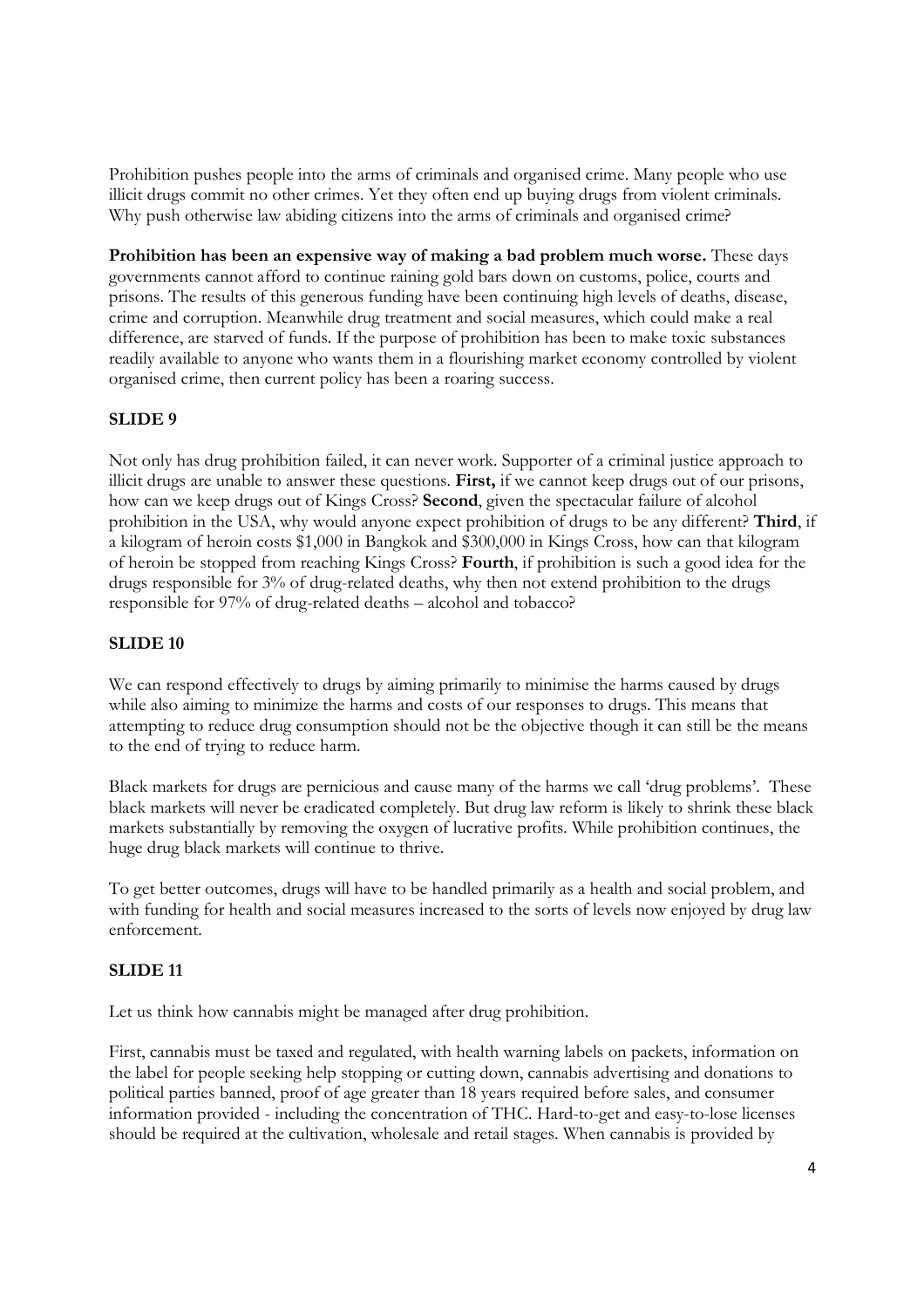Prohibition pushes people into the arms of criminals and organised crime. Many people who use illicit drugs commit no other crimes. Yet they often end up buying drugs from violent criminals. Why push otherwise law abiding citizens into the arms of criminals and organised crime?

**Prohibition has been an expensive way of making a bad problem much worse.** These days governments cannot afford to continue raining gold bars down on customs, police, courts and prisons. The results of this generous funding have been continuing high levels of deaths, disease, crime and corruption. Meanwhile drug treatment and social measures, which could make a real difference, are starved of funds. If the purpose of prohibition has been to make toxic substances readily available to anyone who wants them in a flourishing market economy controlled by violent organised crime, then current policy has been a roaring success.

## SLIDE 9

Not only has drug prohibition failed, it can never work. Supporter of a criminal justice approach to illicit drugs are unable to answer these questions. **First,** if we cannot keep drugs out of our prisons, how can we keep drugs out of Kings Cross? **Second**, given the spectacular failure of alcohol prohibition in the USA, why would anyone expect prohibition of drugs to be any different? **Third**, if a kilogram of heroin costs $1,000 in Bangkok and $300,000 in Kings Cross, how can that kilogram of heroin be stopped from reaching Kings Cross? **Fourth**, if prohibition is such a good idea for the drugs responsible for 3% of drug-related deaths, why then not extend prohibition to the drugs responsible for 97% of drug-related deaths – alcohol and tobacco?

## SLIDE 10

We can respond effectively to drugs by aiming primarily to minimise the harms caused by drugs while also aiming to minimize the harms and costs of our responses to drugs. This means that attempting to reduce drug consumption should not be the objective though it can still be the means to the end of trying to reduce harm.

Black markets for drugs are pernicious and cause many of the harms we call 'drug problems'. These black markets will never be eradicated completely. But drug law reform is likely to shrink these black markets substantially by removing the oxygen of lucrative profits. While prohibition continues, the huge drug black markets will continue to thrive.

To get better outcomes, drugs will have to be handled primarily as a health and social problem, and with funding for health and social measures increased to the sorts of levels now enjoyed by drug law enforcement.

## SLIDE 11

Let us think how cannabis might be managed after drug prohibition.

First, cannabis must be taxed and regulated, with health warning labels on packets, information on the label for people seeking help stopping or cutting down, cannabis advertising and donations to political parties banned, proof of age greater than 18 years required before sales, and consumer information provided - including the concentration of THC. Hard-to-get and easy-to-lose licenses should be required at the cultivation, wholesale and retail stages. When cannabis is provided by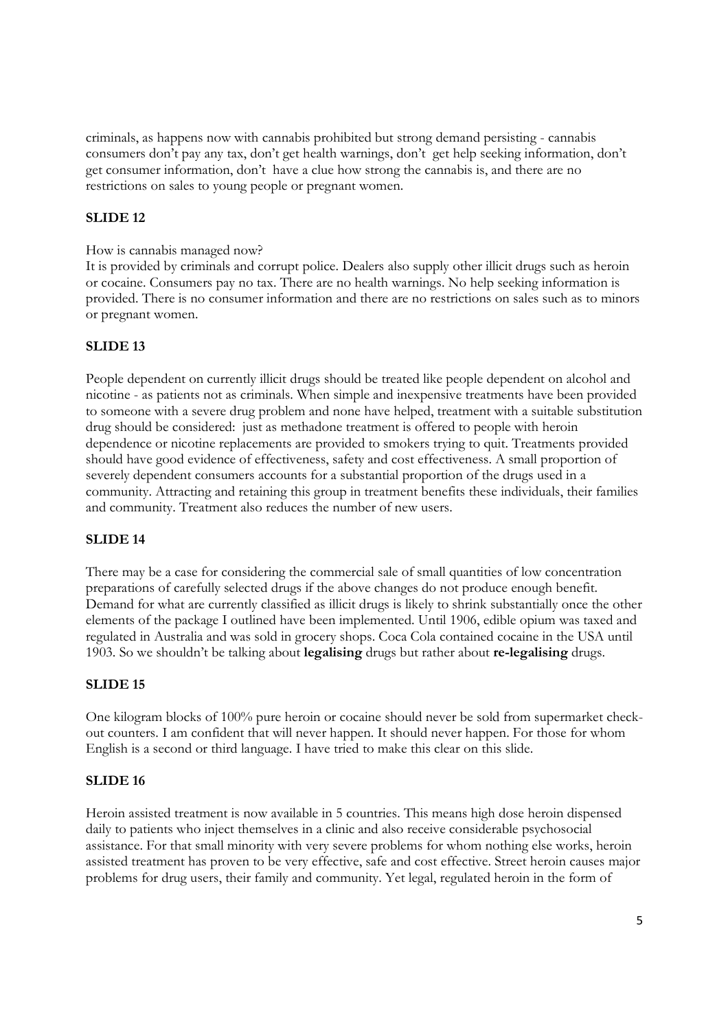criminals, as happens now with cannabis prohibited but strong demand persisting - cannabis consumers don't pay any tax, don't get health warnings, don't get help seeking information, don't get consumer information, don't have a clue how strong the cannabis is, and there are no restrictions on sales to young people or pregnant women.

**SLIDE 12**

How is cannabis managed now?
It is provided by criminals and corrupt police. Dealers also supply other illicit drugs such as heroin or cocaine. Consumers pay no tax. There are no health warnings. No help seeking information is provided. There is no consumer information and there are no restrictions on sales such as to minors or pregnant women.

**SLIDE 13**

People dependent on currently illicit drugs should be treated like people dependent on alcohol and nicotine - as patients not as criminals. When simple and inexpensive treatments have been provided to someone with a severe drug problem and none have helped, treatment with a suitable substitution drug should be considered: just as methadone treatment is offered to people with heroin dependence or nicotine replacements are provided to smokers trying to quit. Treatments provided should have good evidence of effectiveness, safety and cost effectiveness. A small proportion of severely dependent consumers accounts for a substantial proportion of the drugs used in a community. Attracting and retaining this group in treatment benefits these individuals, their families and community. Treatment also reduces the number of new users.

**SLIDE 14**

There may be a case for considering the commercial sale of small quantities of low concentration preparations of carefully selected drugs if the above changes do not produce enough benefit. Demand for what are currently classified as illicit drugs is likely to shrink substantially once the other elements of the package I outlined have been implemented. Until 1906, edible opium was taxed and regulated in Australia and was sold in grocery shops. Coca Cola contained cocaine in the USA until 1903. So we shouldn't be talking about **legalising** drugs but rather about **re-legalising** drugs.

**SLIDE 15**

One kilogram blocks of 100% pure heroin or cocaine should never be sold from supermarket check-out counters. I am confident that will never happen. It should never happen. For those for whom English is a second or third language. I have tried to make this clear on this slide.

**SLIDE 16**

Heroin assisted treatment is now available in 5 countries. This means high dose heroin dispensed daily to patients who inject themselves in a clinic and also receive considerable psychosocial assistance. For that small minority with very severe problems for whom nothing else works, heroin assisted treatment has proven to be very effective, safe and cost effective. Street heroin causes major problems for drug users, their family and community. Yet legal, regulated heroin in the form of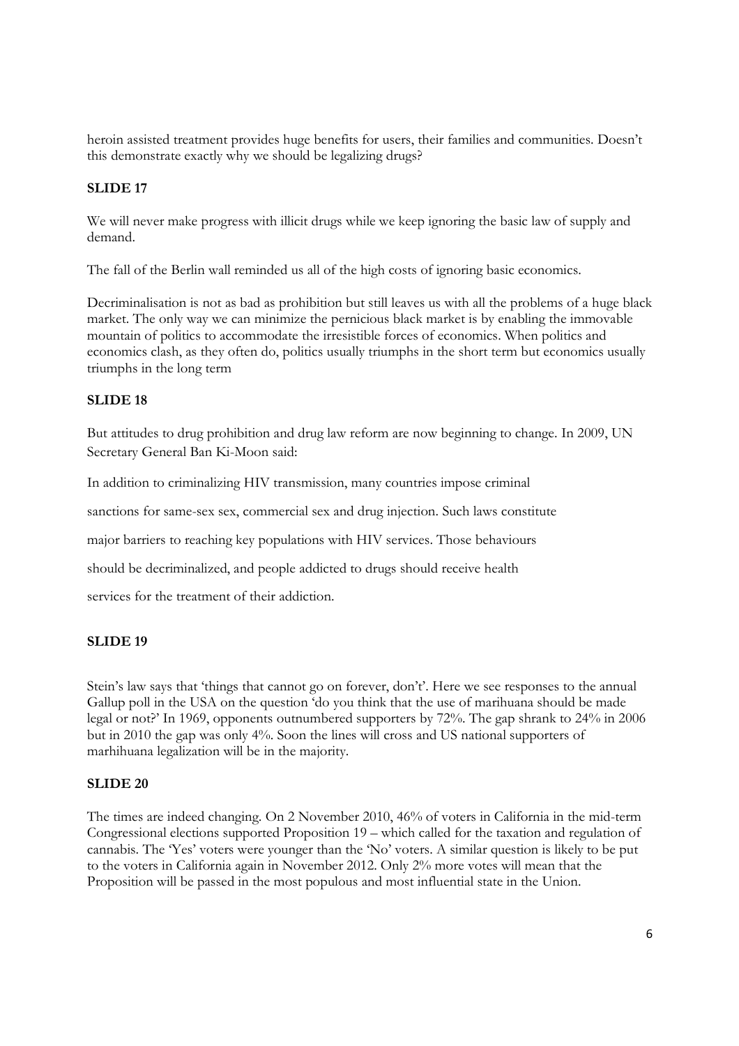heroin assisted treatment provides huge benefits for users, their families and communities. Doesn't this demonstrate exactly why we should be legalizing drugs?

**SLIDE 17**

We will never make progress with illicit drugs while we keep ignoring the basic law of supply and demand.

The fall of the Berlin wall reminded us all of the high costs of ignoring basic economics.

Decriminalisation is not as bad as prohibition but still leaves us with all the problems of a huge black market. The only way we can minimize the pernicious black market is by enabling the immovable mountain of politics to accommodate the irresistible forces of economics. When politics and economics clash, as they often do, politics usually triumphs in the short term but economics usually triumphs in the long term

**SLIDE 18**

But attitudes to drug prohibition and drug law reform are now beginning to change. In 2009, UN Secretary General Ban Ki-Moon said:

In addition to criminalizing HIV transmission, many countries impose criminal

sanctions for same-sex sex, commercial sex and drug injection. Such laws constitute

major barriers to reaching key populations with HIV services. Those behaviours

should be decriminalized, and people addicted to drugs should receive health

services for the treatment of their addiction.

**SLIDE 19**

Stein's law says that 'things that cannot go on forever, don't'. Here we see responses to the annual Gallup poll in the USA on the question 'do you think that the use of marihuana should be made legal or not?' In 1969, opponents outnumbered supporters by 72%. The gap shrank to 24% in 2006 but in 2010 the gap was only 4%. Soon the lines will cross and US national supporters of marhihuana legalization will be in the majority.

**SLIDE 20**

The times are indeed changing. On 2 November 2010, 46% of voters in California in the mid-term Congressional elections supported Proposition 19 – which called for the taxation and regulation of cannabis. The 'Yes' voters were younger than the 'No' voters. A similar question is likely to be put to the voters in California again in November 2012. Only 2% more votes will mean that the Proposition will be passed in the most populous and most influential state in the Union.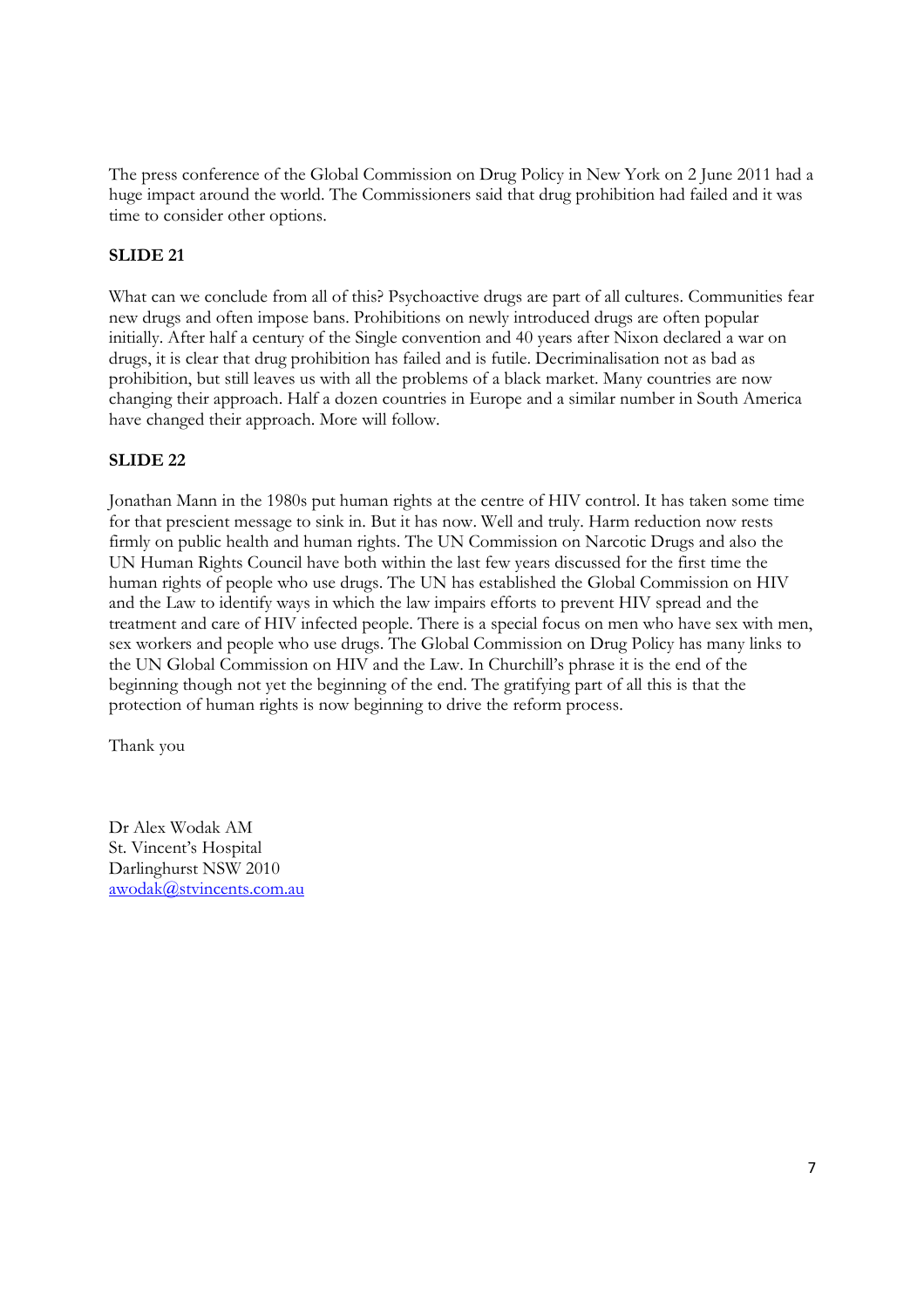The press conference of the Global Commission on Drug Policy in New York on 2 June 2011 had a huge impact around the world. The Commissioners said that drug prohibition had failed and it was time to consider other options.

**SLIDE 21**

What can we conclude from all of this? Psychoactive drugs are part of all cultures. Communities fear new drugs and often impose bans. Prohibitions on newly introduced drugs are often popular initially. After half a century of the Single convention and 40 years after Nixon declared a war on drugs, it is clear that drug prohibition has failed and is futile. Decriminalisation not as bad as prohibition, but still leaves us with all the problems of a black market. Many countries are now changing their approach. Half a dozen countries in Europe and a similar number in South America have changed their approach. More will follow.

**SLIDE 22**

Jonathan Mann in the 1980s put human rights at the centre of HIV control. It has taken some time for that prescient message to sink in. But it has now. Well and truly. Harm reduction now rests firmly on public health and human rights. The UN Commission on Narcotic Drugs and also the UN Human Rights Council have both within the last few years discussed for the first time the human rights of people who use drugs. The UN has established the Global Commission on HIV and the Law to identify ways in which the law impairs efforts to prevent HIV spread and the treatment and care of HIV infected people. There is a special focus on men who have sex with men, sex workers and people who use drugs. The Global Commission on Drug Policy has many links to the UN Global Commission on HIV and the Law. In Churchill's phrase it is the end of the beginning though not yet the beginning of the end. The gratifying part of all this is that the protection of human rights is now beginning to drive the reform process.

Thank you

Dr Alex Wodak AM
St. Vincent's Hospital
Darlinghurst NSW 2010
awodak@stvincents.com.au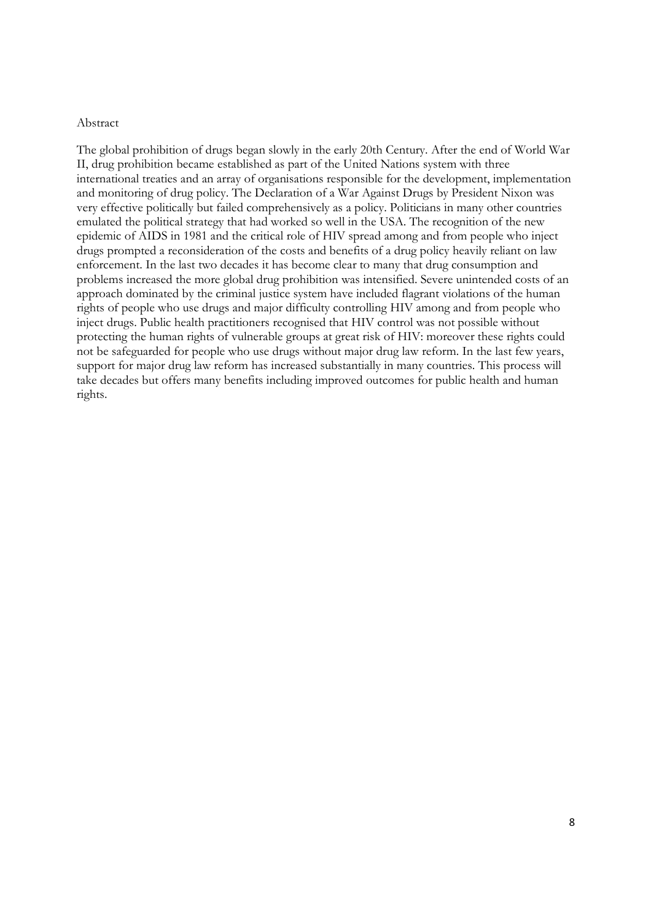Abstract

The global prohibition of drugs began slowly in the early 20th Century. After the end of World War II, drug prohibition became established as part of the United Nations system with three international treaties and an array of organisations responsible for the development, implementation and monitoring of drug policy. The Declaration of a War Against Drugs by President Nixon was very effective politically but failed comprehensively as a policy. Politicians in many other countries emulated the political strategy that had worked so well in the USA. The recognition of the new epidemic of AIDS in 1981 and the critical role of HIV spread among and from people who inject drugs prompted a reconsideration of the costs and benefits of a drug policy heavily reliant on law enforcement. In the last two decades it has become clear to many that drug consumption and problems increased the more global drug prohibition was intensified. Severe unintended costs of an approach dominated by the criminal justice system have included flagrant violations of the human rights of people who use drugs and major difficulty controlling HIV among and from people who inject drugs. Public health practitioners recognised that HIV control was not possible without protecting the human rights of vulnerable groups at great risk of HIV: moreover these rights could not be safeguarded for people who use drugs without major drug law reform. In the last few years, support for major drug law reform has increased substantially in many countries. This process will take decades but offers many benefits including improved outcomes for public health and human rights.